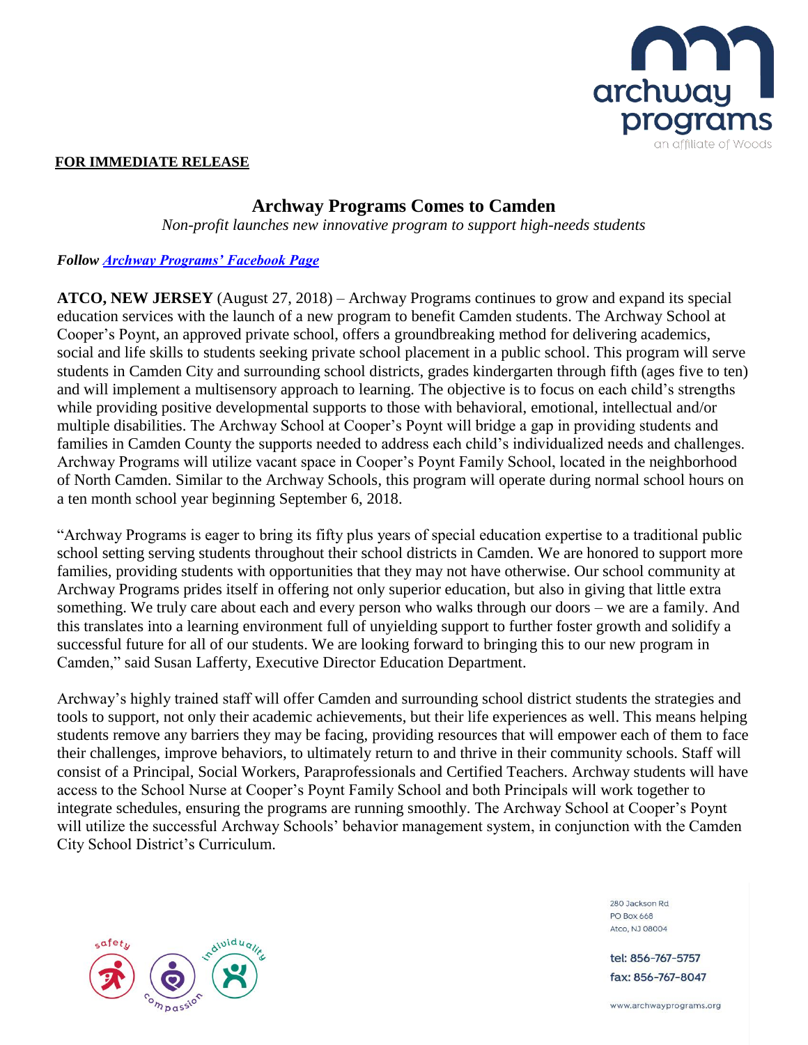**FOR IMMEDIATE RELEASE**

# Archway Programs Comes to Camden

*Non-profit launches new innovative program to support high-needs students*

***Follow Archway Programs' Facebook Page***

**ATCO, NEW JERSEY** (August 27, 2018) – Archway Programs continues to grow and expand its special education services with the launch of a new program to benefit Camden students. The Archway School at Cooper's Poynt, an approved private school, offers a groundbreaking method for delivering academics, social and life skills to students seeking private school placement in a public school. This program will serve students in Camden City and surrounding school districts, grades kindergarten through fifth (ages five to ten) and will implement a multisensory approach to learning. The objective is to focus on each child's strengths while providing positive developmental supports to those with behavioral, emotional, intellectual and/or multiple disabilities. The Archway School at Cooper's Poynt will bridge a gap in providing students and families in Camden County the supports needed to address each child's individualized needs and challenges. Archway Programs will utilize vacant space in Cooper's Poynt Family School, located in the neighborhood of North Camden. Similar to the Archway Schools, this program will operate during normal school hours on a ten month school year beginning September 6, 2018.

"Archway Programs is eager to bring its fifty plus years of special education expertise to a traditional public school setting serving students throughout their school districts in Camden. We are honored to support more families, providing students with opportunities that they may not have otherwise. Our school community at Archway Programs prides itself in offering not only superior education, but also in giving that little extra something. We truly care about each and every person who walks through our doors – we are a family. And this translates into a learning environment full of unyielding support to further foster growth and solidify a successful future for all of our students. We are looking forward to bringing this to our new program in Camden," said Susan Lafferty, Executive Director Education Department.

Archway's highly trained staff will offer Camden and surrounding school district students the strategies and tools to support, not only their academic achievements, but their life experiences as well. This means helping students remove any barriers they may be facing, providing resources that will empower each of them to face their challenges, improve behaviors, to ultimately return to and thrive in their community schools. Staff will consist of a Principal, Social Workers, Paraprofessionals and Certified Teachers. Archway students will have access to the School Nurse at Cooper's Poynt Family School and both Principals will work together to integrate schedules, ensuring the programs are running smoothly. The Archway School at Cooper's Poynt will utilize the successful Archway Schools' behavior management system, in conjunction with the Camden City School District's Curriculum.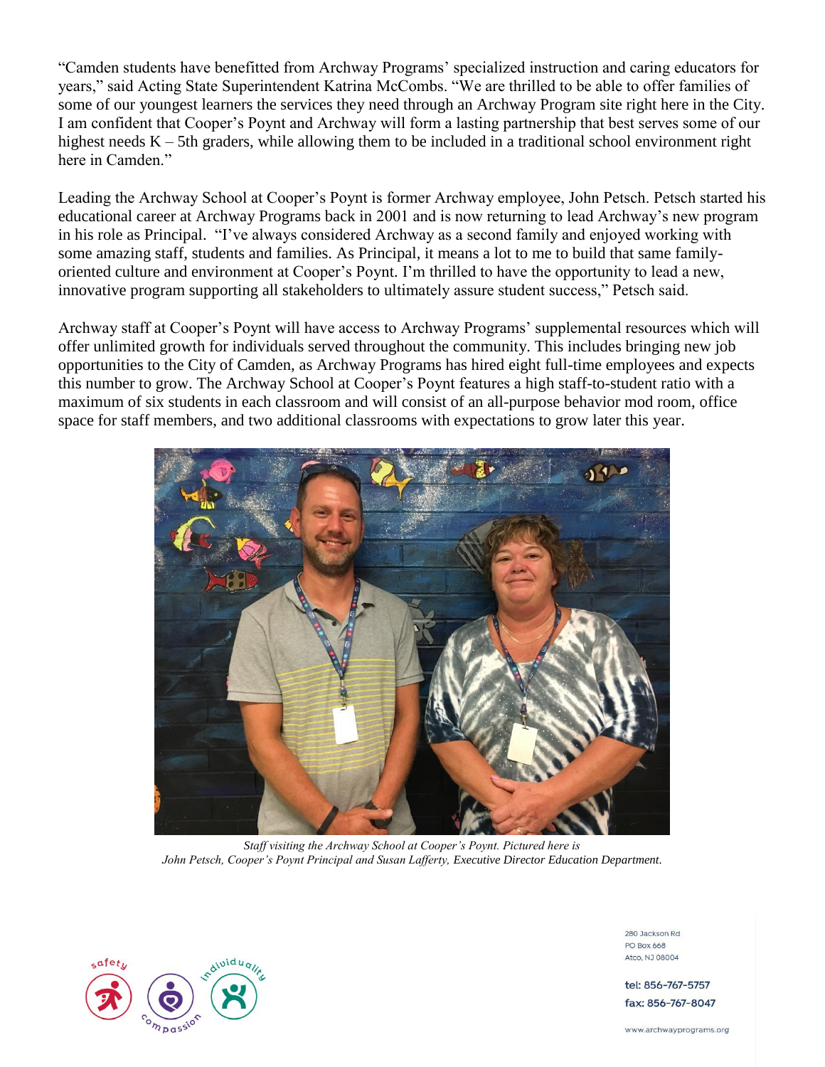"Camden students have benefitted from Archway Programs' specialized instruction and caring educators for years," said Acting State Superintendent Katrina McCombs. "We are thrilled to be able to offer families of some of our youngest learners the services they need through an Archway Program site right here in the City. I am confident that Cooper's Poynt and Archway will form a lasting partnership that best serves some of our highest needs K – 5th graders, while allowing them to be included in a traditional school environment right here in Camden."

Leading the Archway School at Cooper's Poynt is former Archway employee, John Petsch. Petsch started his educational career at Archway Programs back in 2001 and is now returning to lead Archway's new program in his role as Principal. "I've always considered Archway as a second family and enjoyed working with some amazing staff, students and families. As Principal, it means a lot to me to build that same family-oriented culture and environment at Cooper's Poynt. I'm thrilled to have the opportunity to lead a new, innovative program supporting all stakeholders to ultimately assure student success," Petsch said.

Archway staff at Cooper's Poynt will have access to Archway Programs' supplemental resources which will offer unlimited growth for individuals served throughout the community. This includes bringing new job opportunities to the City of Camden, as Archway Programs has hired eight full-time employees and expects this number to grow. The Archway School at Cooper's Poynt features a high staff-to-student ratio with a maximum of six students in each classroom and will consist of an all-purpose behavior mod room, office space for staff members, and two additional classrooms with expectations to grow later this year.

*Staff visiting the Archway School at Cooper's Poynt. Pictured here is John Petsch, Cooper's Poynt Principal and Susan Lafferty, Executive Director Education Department.*

safety compassion individuality

280 Jackson Rd
PO Box 668
Atco, NJ 08004

tel: 856-767-5757
fax: 856-767-8047

www.archwayprograms.org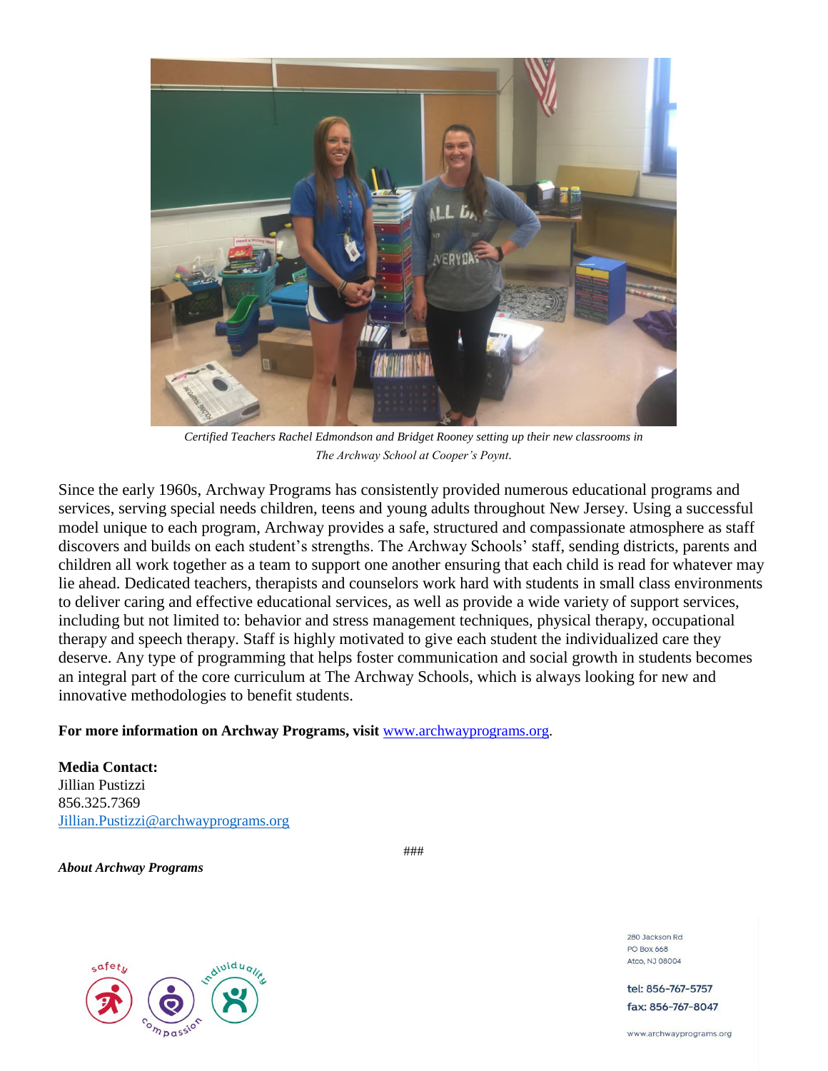*Certified Teachers Rachel Edmondson and Bridget Rooney setting up their new classrooms in The Archway School at Cooper's Poynt.*

Since the early 1960s, Archway Programs has consistently provided numerous educational programs and services, serving special needs children, teens and young adults throughout New Jersey. Using a successful model unique to each program, Archway provides a safe, structured and compassionate atmosphere as staff discovers and builds on each student's strengths. The Archway Schools' staff, sending districts, parents and children all work together as a team to support one another ensuring that each child is read for whatever may lie ahead. Dedicated teachers, therapists and counselors work hard with students in small class environments to deliver caring and effective educational services, as well as provide a wide variety of support services, including but not limited to: behavior and stress management techniques, physical therapy, occupational therapy and speech therapy. Staff is highly motivated to give each student the individualized care they deserve. Any type of programming that helps foster communication and social growth in students becomes an integral part of the core curriculum at The Archway Schools, which is always looking for new and innovative methodologies to benefit students.

**For more information on Archway Programs, visit** [www.archwayprograms.org](http://www.archwayprograms.org).

**Media Contact:**
Jillian Pustizzi
856.325.7369
[Jillian.Pustizzi@archwayprograms.org](mailto:Jillian.Pustizzi@archwayprograms.org)

###

***About Archway Programs***

safety compassion individuality

280 Jackson Rd
PO Box 668
Atco, NJ 08004

tel: 856-767-5757
fax: 856-767-8047

www.archwayprograms.org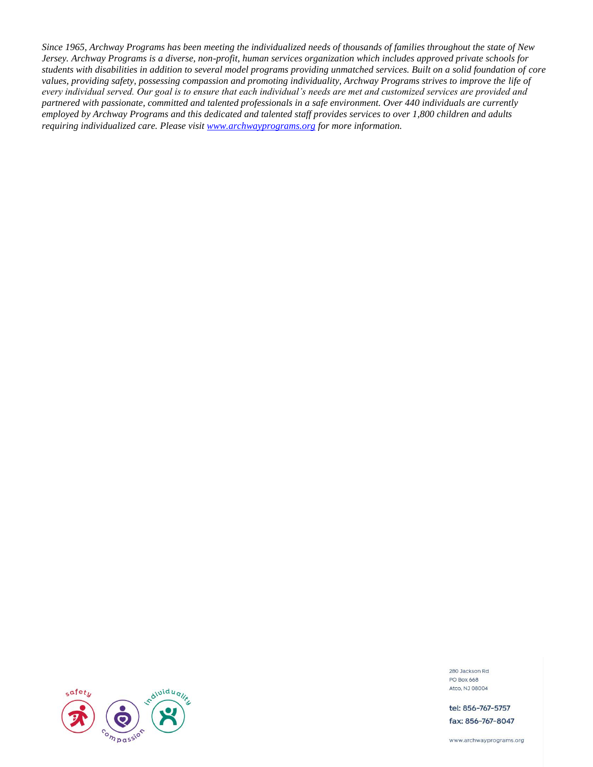*Since 1965, Archway Programs has been meeting the individualized needs of thousands of families throughout the state of New Jersey. Archway Programs is a diverse, non-profit, human services organization which includes approved private schools for students with disabilities in addition to several model programs providing unmatched services. Built on a solid foundation of core values, providing safety, possessing compassion and promoting individuality, Archway Programs strives to improve the life of every individual served. Our goal is to ensure that each individual's needs are met and customized services are provided and partnered with passionate, committed and talented professionals in a safe environment. Over 440 individuals are currently employed by Archway Programs and this dedicated and talented staff provides services to over 1,800 children and adults requiring individualized care. Please visit [www.archwayprograms.org](http://www.archwayprograms.org) for more information.*

safety compassion individuality

280 Jackson Rd
PO Box 668
Atco, NJ 08004

tel: 856-767-5757
fax: 856-767-8047

www.archwayprograms.org